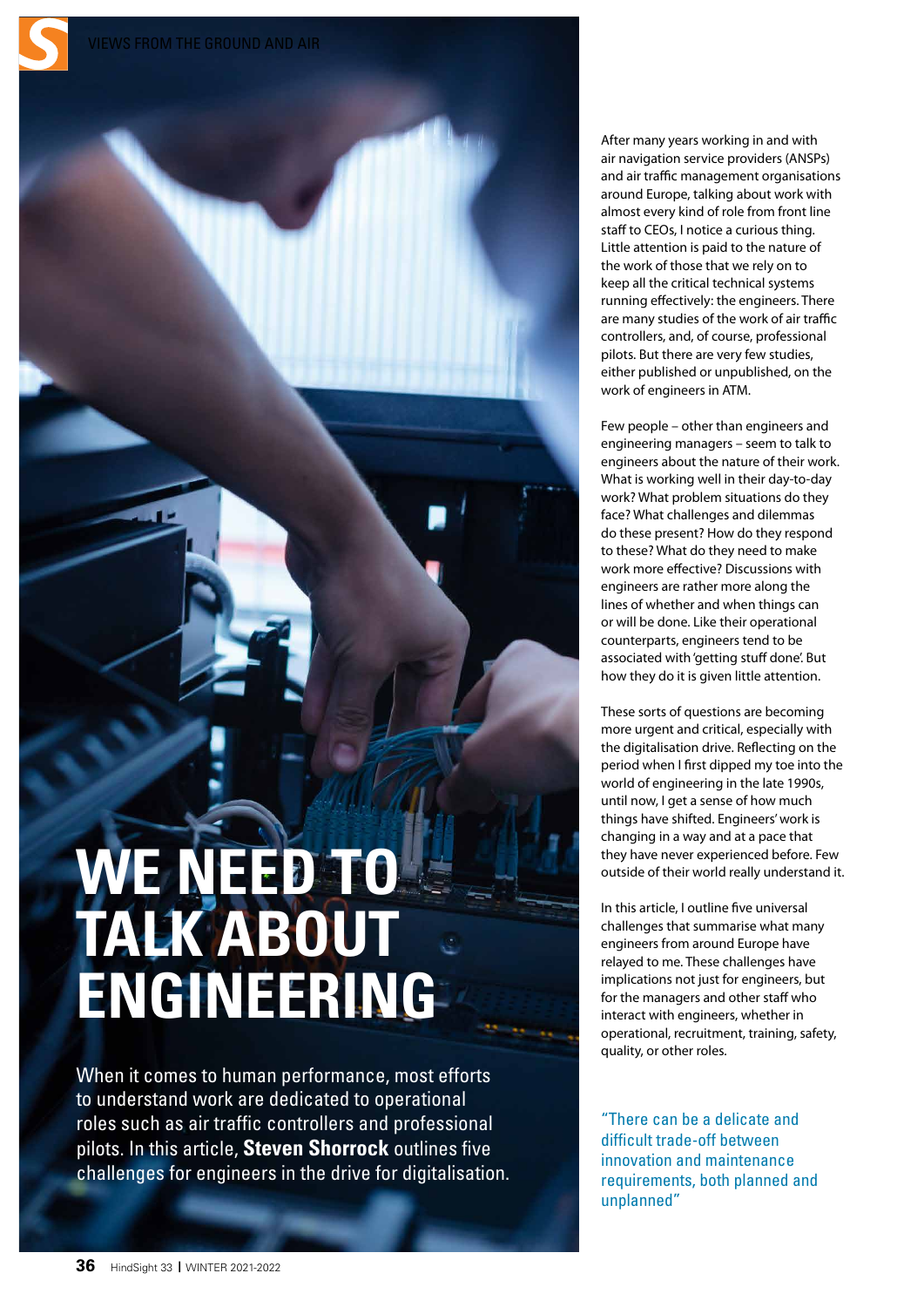# WE NEED TO TALK ABOUT ENGINEERING

When it comes to human performance, most efforts to understand work are dedicated to operational roles such as air traffic controllers and professional pilots. In this article, **Steven Shorrock** outlines five challenges for engineers in the drive for digitalisation.

After many years working in and with air navigation service providers (ANSPs) and air traffic management organisations around Europe, talking about work with almost every kind of role from front line staff to CEOs, I notice a curious thing. Little attention is paid to the nature of the work of those that we rely on to keep all the critical technical systems running effectively: the engineers. There are many studies of the work of air traffic controllers, and, of course, professional pilots. But there are very few studies, either published or unpublished, on the work of engineers in ATM.

Few people – other than engineers and engineering managers – seem to talk to engineers about the nature of their work. What is working well in their day-to-day work? What problem situations do they face? What challenges and dilemmas do these present? How do they respond to these? What do they need to make work more effective? Discussions with engineers are rather more along the lines of whether and when things can or will be done. Like their operational counterparts, engineers tend to be associated with 'getting stuff done'. But how they do it is given little attention.

These sorts of questions are becoming more urgent and critical, especially with the digitalisation drive. Reflecting on the period when I first dipped my toe into the world of engineering in the late 1990s, until now, I get a sense of how much things have shifted. Engineers' work is changing in a way and at a pace that they have never experienced before. Few outside of their world really understand it.

In this article, I outline five universal challenges that summarise what many engineers from around Europe have relayed to me. These challenges have implications not just for engineers, but for the managers and other staff who interact with engineers, whether in operational, recruitment, training, safety, quality, or other roles.

"There can be a delicate and difficult trade-off between innovation and maintenance requirements, both planned and unplanned"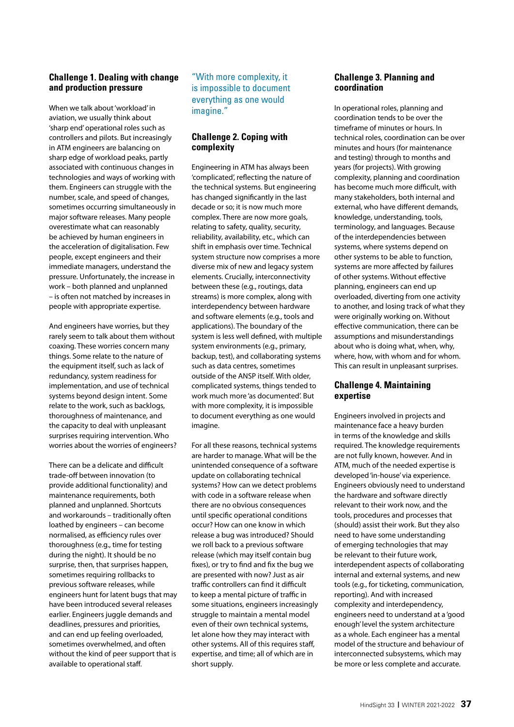## Challenge 1. Dealing with change and production pressure

When we talk about 'workload' in aviation, we usually think about 'sharp end' operational roles such as controllers and pilots. But increasingly in ATM engineers are balancing on sharp edge of workload peaks, partly associated with continuous changes in technologies and ways of working with them. Engineers can struggle with the number, scale, and speed of changes, sometimes occurring simultaneously in major software releases. Many people overestimate what can reasonably be achieved by human engineers in the acceleration of digitalisation. Few people, except engineers and their immediate managers, understand the pressure. Unfortunately, the increase in work – both planned and unplanned – is often not matched by increases in people with appropriate expertise.

And engineers have worries, but they rarely seem to talk about them without coaxing. These worries concern many things. Some relate to the nature of the equipment itself, such as lack of redundancy, system readiness for implementation, and use of technical systems beyond design intent. Some relate to the work, such as backlogs, thoroughness of maintenance, and the capacity to deal with unpleasant surprises requiring intervention. Who worries about the worries of engineers?

There can be a delicate and difficult trade-off between innovation (to provide additional functionality) and maintenance requirements, both planned and unplanned. Shortcuts and workarounds – traditionally often loathed by engineers – can become normalised, as efficiency rules over thoroughness (e.g., time for testing during the night). It should be no surprise, then, that surprises happen, sometimes requiring rollbacks to previous software releases, while engineers hunt for latent bugs that may have been introduced several releases earlier. Engineers juggle demands and deadlines, pressures and priorities, and can end up feeling overloaded, sometimes overwhelmed, and often without the kind of peer support that is available to operational staff.

> "With more complexity, it is impossible to document everything as one would imagine."

## Challenge 2. Coping with complexity

Engineering in ATM has always been 'complicated', reflecting the nature of the technical systems. But engineering has changed significantly in the last decade or so; it is now much more complex. There are now more goals, relating to safety, quality, security, reliability, availability, etc., which can shift in emphasis over time. Technical system structure now comprises a more diverse mix of new and legacy system elements. Crucially, interconnectivity between these (e.g., routings, data streams) is more complex, along with interdependency between hardware and software elements (e.g., tools and applications). The boundary of the system is less well defined, with multiple system environments (e.g., primary, backup, test), and collaborating systems such as data centres, sometimes outside of the ANSP itself. With older, complicated systems, things tended to work much more 'as documented'. But with more complexity, it is impossible to document everything as one would imagine.

For all these reasons, technical systems are harder to manage. What will be the unintended consequence of a software update on collaborating technical systems? How can we detect problems with code in a software release when there are no obvious consequences until specific operational conditions occur? How can one know in which release a bug was introduced? Should we roll back to a previous software release (which may itself contain bug fixes), or try to find and fix the bug we are presented with now? Just as air traffic controllers can find it difficult to keep a mental picture of traffic in some situations, engineers increasingly struggle to maintain a mental model even of their own technical systems, let alone how they may interact with other systems. All of this requires staff, expertise, and time; all of which are in short supply.

## Challenge 3. Planning and coordination

In operational roles, planning and coordination tends to be over the timeframe of minutes or hours. In technical roles, coordination can be over minutes and hours (for maintenance and testing) through to months and years (for projects). With growing complexity, planning and coordination has become much more difficult, with many stakeholders, both internal and external, who have different demands, knowledge, understanding, tools, terminology, and languages. Because of the interdependencies between systems, where systems depend on other systems to be able to function, systems are more affected by failures of other systems. Without effective planning, engineers can end up overloaded, diverting from one activity to another, and losing track of what they were originally working on. Without effective communication, there can be assumptions and misunderstandings about who is doing what, when, why, where, how, with whom and for whom. This can result in unpleasant surprises.

## Challenge 4. Maintaining expertise

Engineers involved in projects and maintenance face a heavy burden in terms of the knowledge and skills required. The knowledge requirements are not fully known, however. And in ATM, much of the needed expertise is developed 'in-house' via experience. Engineers obviously need to understand the hardware and software directly relevant to their work now, and the tools, procedures and processes that (should) assist their work. But they also need to have some understanding of emerging technologies that may be relevant to their future work, interdependent aspects of collaborating internal and external systems, and new tools (e.g., for ticketing, communication, reporting). And with increased complexity and interdependency, engineers need to understand at a 'good enough' level the system architecture as a whole. Each engineer has a mental model of the structure and behaviour of interconnected subsystems, which may be more or less complete and accurate.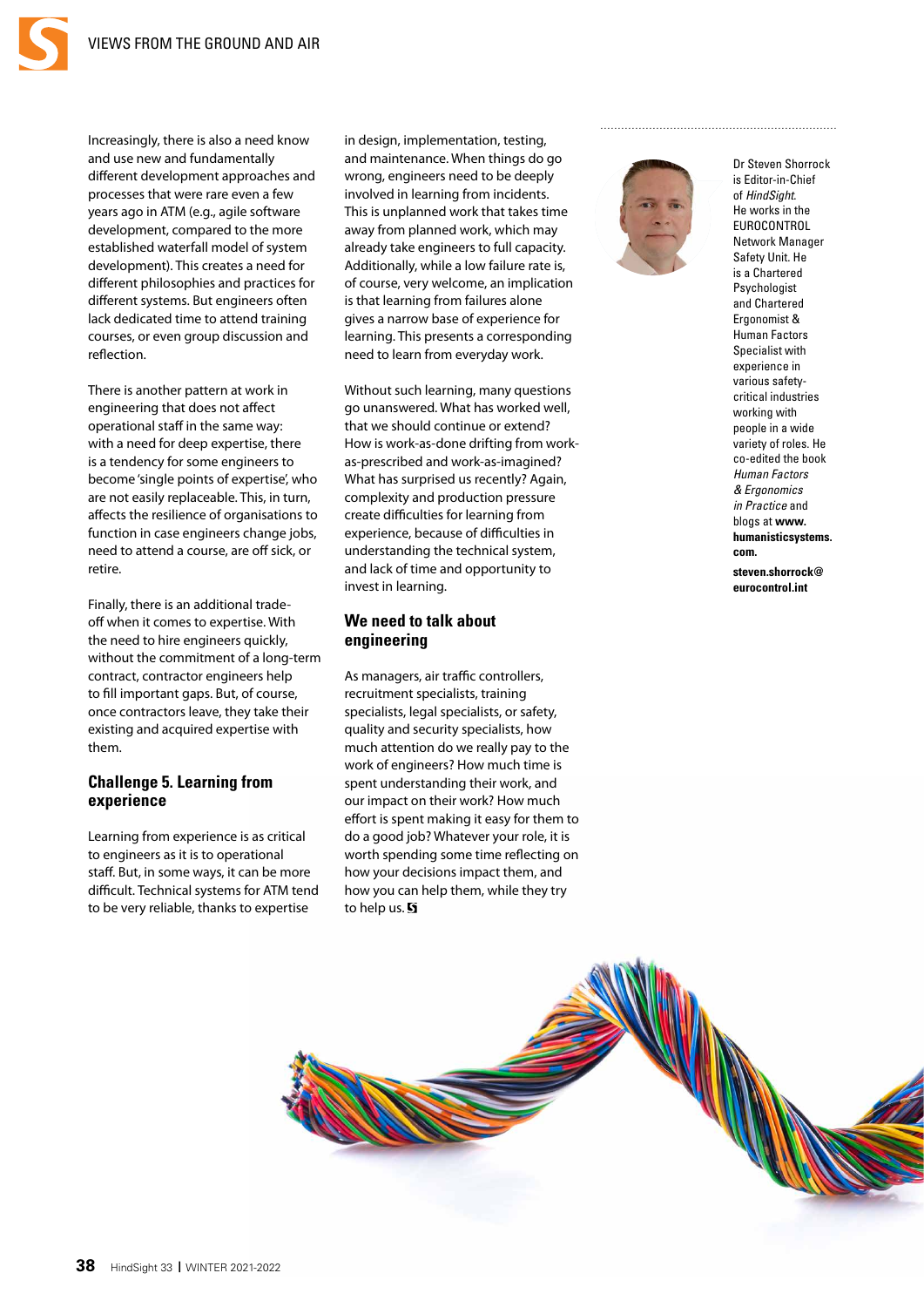Increasingly, there is also a need know and use new and fundamentally different development approaches and processes that were rare even a few years ago in ATM (e.g., agile software development, compared to the more established waterfall model of system development). This creates a need for different philosophies and practices for different systems. But engineers often lack dedicated time to attend training courses, or even group discussion and reflection.

There is another pattern at work in engineering that does not affect operational staff in the same way: with a need for deep expertise, there is a tendency for some engineers to become 'single points of expertise', who are not easily replaceable. This, in turn, affects the resilience of organisations to function in case engineers change jobs, need to attend a course, are off sick, or retire.

Finally, there is an additional trade-off when it comes to expertise. With the need to hire engineers quickly, without the commitment of a long-term contract, contractor engineers help to fill important gaps. But, of course, once contractors leave, they take their existing and acquired expertise with them.

## Challenge 5. Learning from experience

Learning from experience is as critical to engineers as it is to operational staff. But, in some ways, it can be more difficult. Technical systems for ATM tend to be very reliable, thanks to expertise in design, implementation, testing, and maintenance. When things do go wrong, engineers need to be deeply involved in learning from incidents. This is unplanned work that takes time away from planned work, which may already take engineers to full capacity. Additionally, while a low failure rate is, of course, very welcome, an implication is that learning from failures alone gives a narrow base of experience for learning. This presents a corresponding need to learn from everyday work.

Without such learning, many questions go unanswered. What has worked well, that we should continue or extend? How is work-as-done drifting from work-as-prescribed and work-as-imagined? What has surprised us recently? Again, complexity and production pressure create difficulties for learning from experience, because of difficulties in understanding the technical system, and lack of time and opportunity to invest in learning.

## We need to talk about engineering

As managers, air traffic controllers, recruitment specialists, training specialists, legal specialists, or safety, quality and security specialists, how much attention do we really pay to the work of engineers? How much time is spent understanding their work, and our impact on their work? How much effort is spent making it easy for them to do a good job? Whatever your role, it is worth spending some time reflecting on how your decisions impact them, and how you can help them, while they try to help us.

Dr Steven Shorrock is Editor-in-Chief of *HindSight*. He works in the EUROCONTROL Network Manager Safety Unit. He is a Chartered Psychologist and Chartered Ergonomist & Human Factors Specialist with experience in various safety-critical industries working with people in a wide variety of roles. He co-edited the book *Human Factors & Ergonomics in Practice* and blogs at **www.humanisticsystems.com.**

**steven.shorrock@eurocontrol.int**